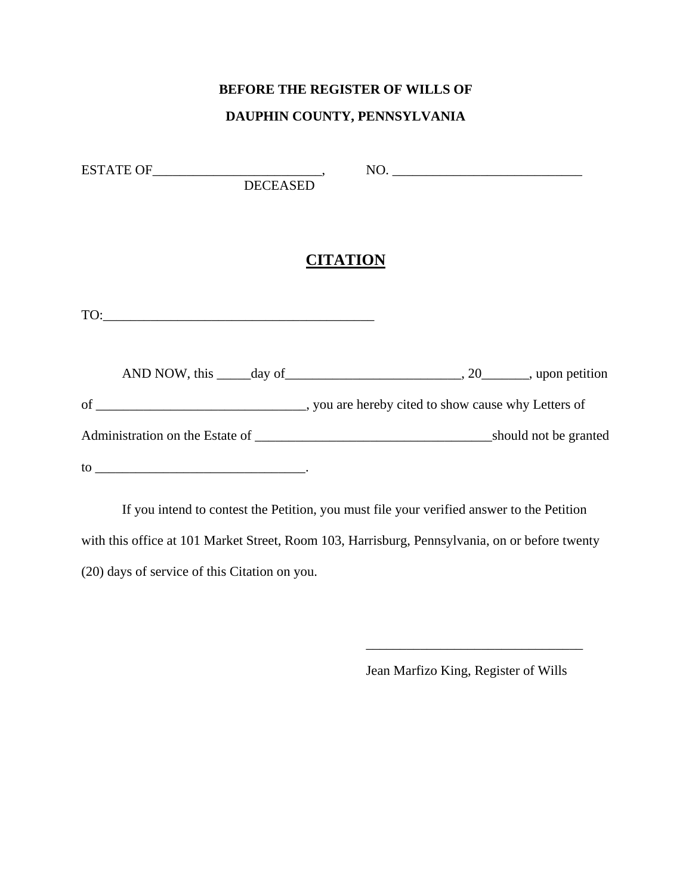**BEFORE THE REGISTER OF WILLS OF**

**DAUPHIN COUNTY, PENNSYLVANIA**

ESTATE OF__________________________, NO. _____________________________
DECEASED

# CITATION

TO:__________________________________________

AND NOW, this _____day of__________________________, 20_______, upon petition of _______________________________, you are hereby cited to show cause why Letters of Administration on the Estate of ___________________________________should not be granted to _______________________________.

If you intend to contest the Petition, you must file your verified answer to the Petition with this office at 101 Market Street, Room 103, Harrisburg, Pennsylvania, on or before twenty (20) days of service of this Citation on you.

________________________________

Jean Marfizo King, Register of Wills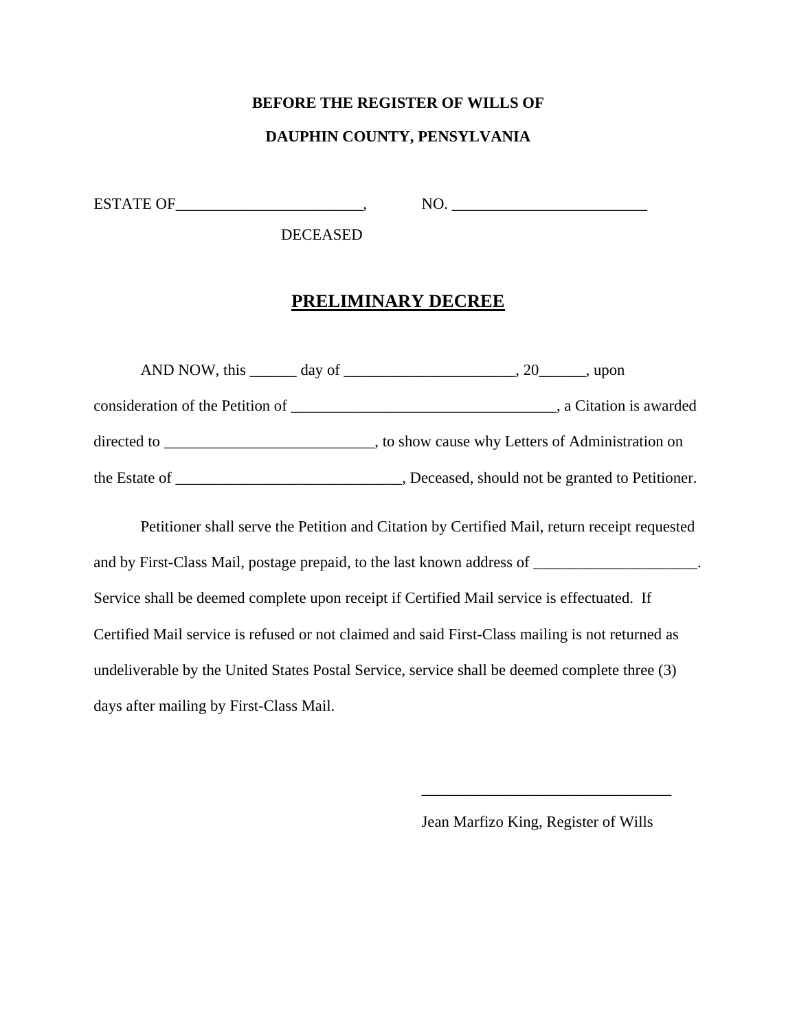**BEFORE THE REGISTER OF WILLS OF**

**DAUPHIN COUNTY, PENSYLVANIA**

ESTATE OF________________________, NO. _________________________

DECEASED

## PRELIMINARY DECREE

AND NOW, this ______ day of ______________________, 20______, upon consideration of the Petition of __________________________________, a Citation is awarded directed to ___________________________, to show cause why Letters of Administration on the Estate of _____________________________, Deceased, should not be granted to Petitioner.

Petitioner shall serve the Petition and Citation by Certified Mail, return receipt requested and by First-Class Mail, postage prepaid, to the last known address of _____________________. Service shall be deemed complete upon receipt if Certified Mail service is effectuated. If Certified Mail service is refused or not claimed and said First-Class mailing is not returned as undeliverable by the United States Postal Service, service shall be deemed complete three (3) days after mailing by First-Class Mail.

________________________________

Jean Marfizo King, Register of Wills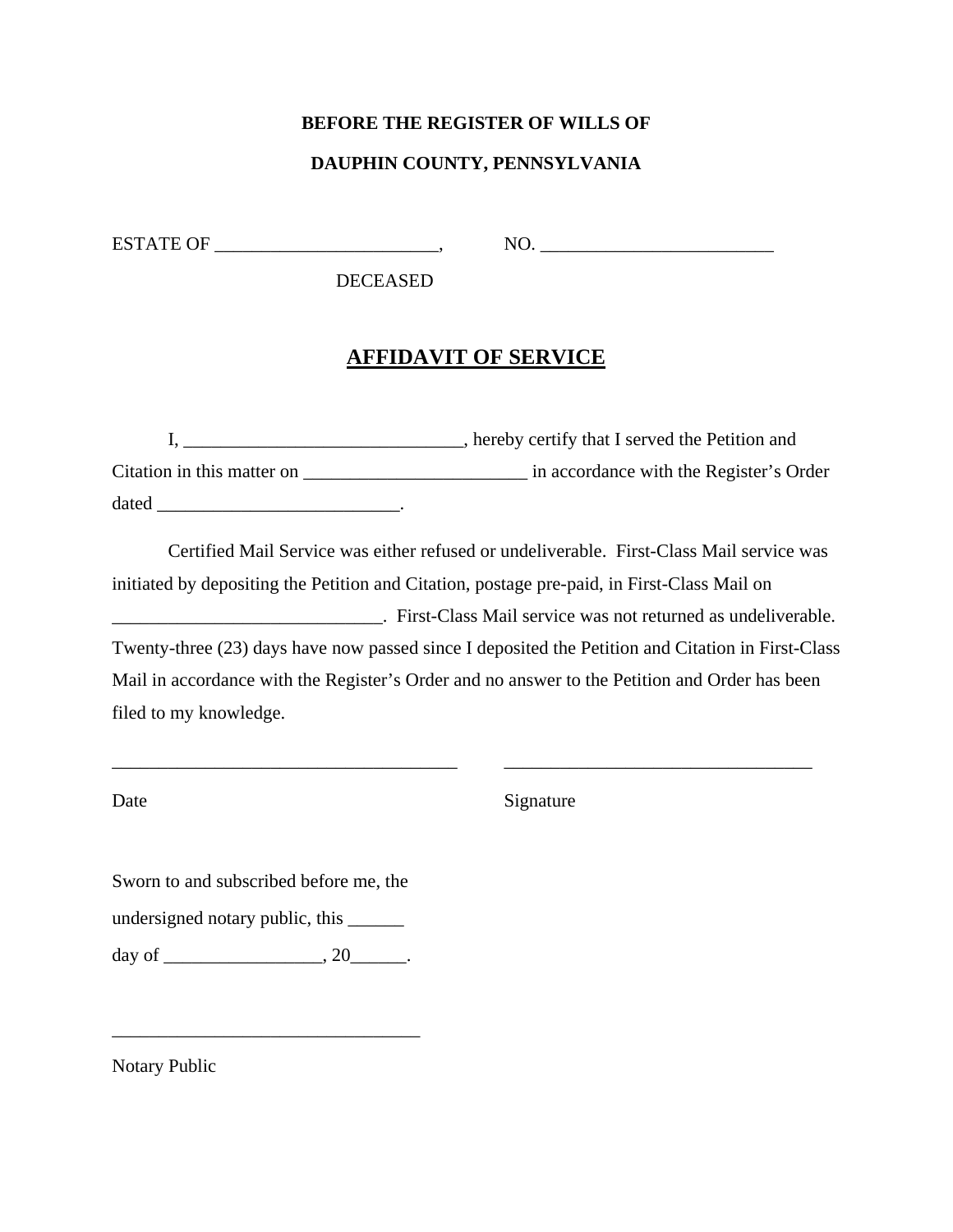**BEFORE THE REGISTER OF WILLS OF**

**DAUPHIN COUNTY, PENNSYLVANIA**

ESTATE OF ________________________, NO. _________________________

DECEASED

# AFFIDAVIT OF SERVICE

I, ______________________________, hereby certify that I served the Petition and Citation in this matter on ________________________ in accordance with the Register's Order dated __________________________.

Certified Mail Service was either refused or undeliverable. First-Class Mail service was initiated by depositing the Petition and Citation, postage pre-paid, in First-Class Mail on _____________________________. First-Class Mail service was not returned as undeliverable. Twenty-three (23) days have now passed since I deposited the Petition and Citation in First-Class Mail in accordance with the Register's Order and no answer to the Petition and Order has been filed to my knowledge.

_____________________________________ _________________________________

Date Signature

Sworn to and subscribed before me, the

undersigned notary public, this ______

day of _________________, 20______.

_________________________________

Notary Public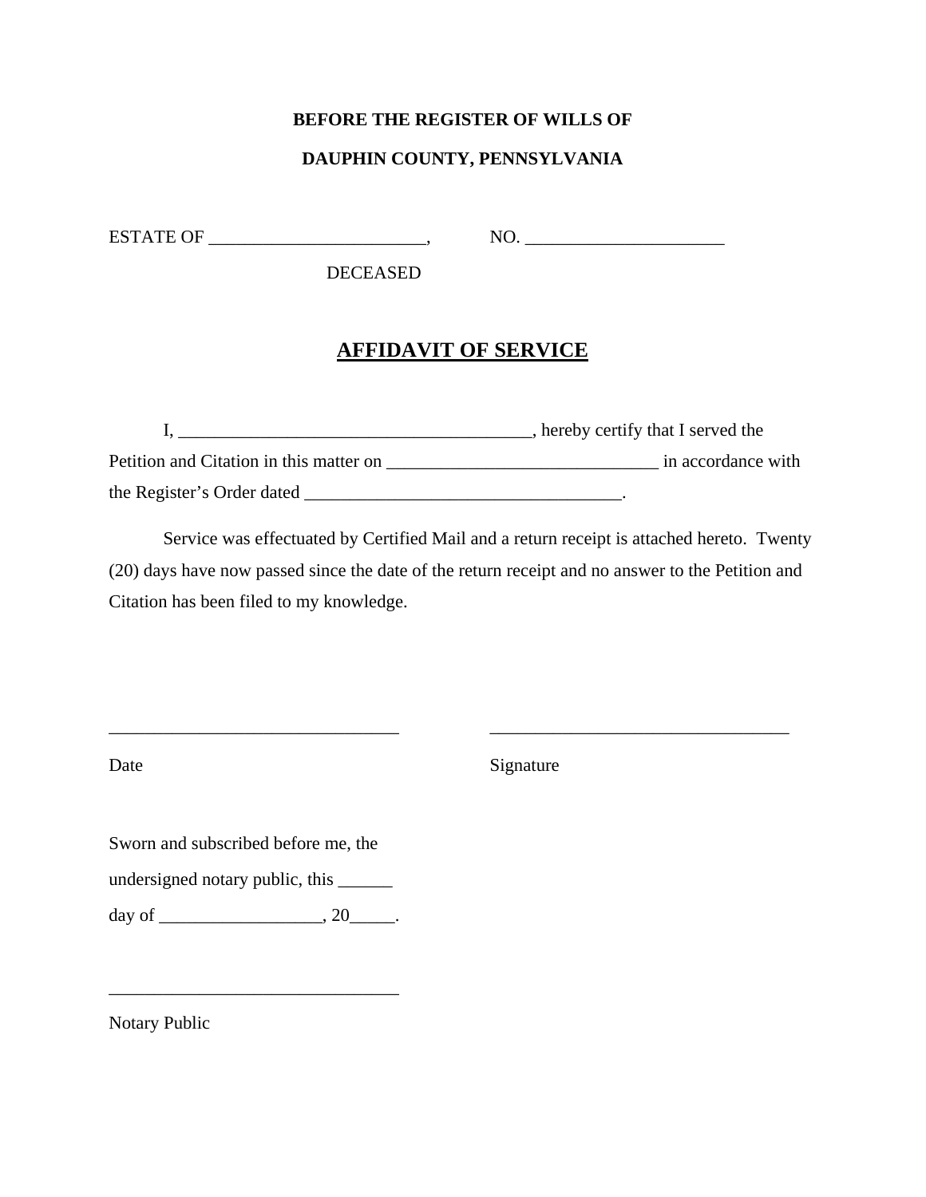**BEFORE THE REGISTER OF WILLS OF**

**DAUPHIN COUNTY, PENNSYLVANIA**

ESTATE OF ________________________, NO. ______________________

DECEASED

## AFFIDAVIT OF SERVICE

I, _______________________________________, hereby certify that I served the Petition and Citation in this matter on ______________________________ in accordance with the Register's Order dated ___________________________________.

Service was effectuated by Certified Mail and a return receipt is attached hereto. Twenty (20) days have now passed since the date of the return receipt and no answer to the Petition and Citation has been filed to my knowledge.

________________________________ __________________________________

Date Signature

Sworn and subscribed before me, the

undersigned notary public, this ______

day of __________________, 20_____.

________________________________

Notary Public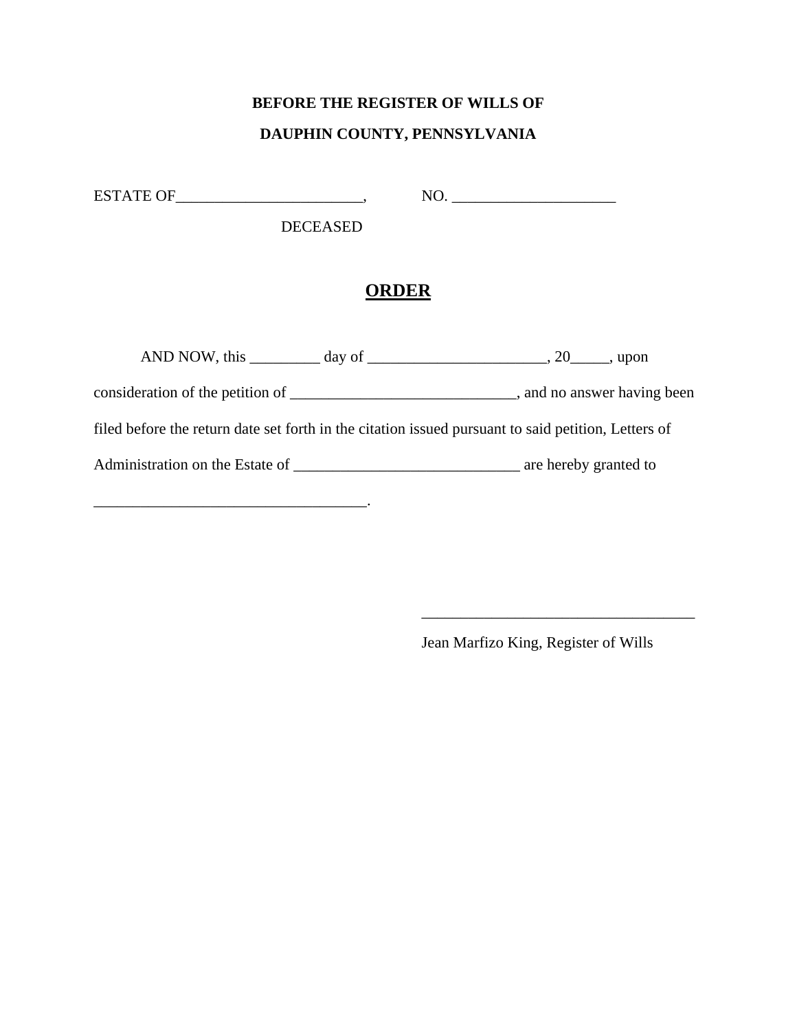**BEFORE THE REGISTER OF WILLS OF**

**DAUPHIN COUNTY, PENNSYLVANIA**

ESTATE OF________________________, NO. ____________________

DECEASED

# **ORDER**

AND NOW, this _________ day of ______________________, 20_____, upon consideration of the petition of ____________________________, and no answer having been filed before the return date set forth in the citation issued pursuant to said petition, Letters of Administration on the Estate of ____________________________ are hereby granted to __________________________________.

__________________________________

Jean Marfizo King, Register of Wills